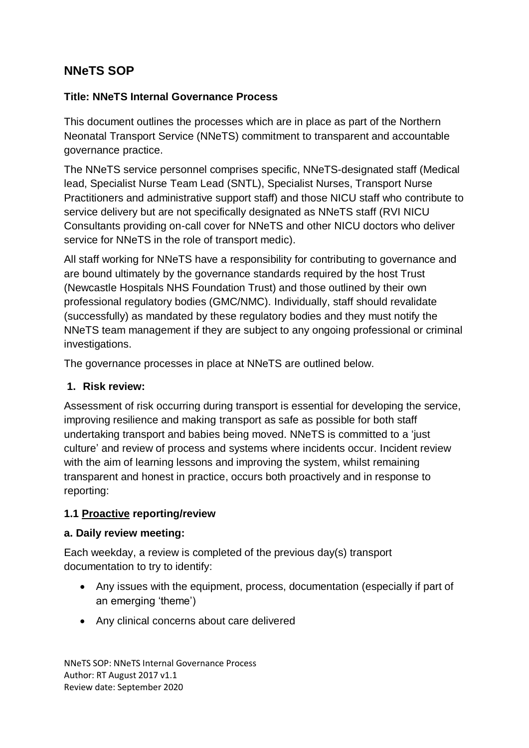# NNeTS SOP

**Title: NNeTS Internal Governance Process**

This document outlines the processes which are in place as part of the Northern Neonatal Transport Service (NNeTS) commitment to transparent and accountable governance practice.

The NNeTS service personnel comprises specific, NNeTS-designated staff (Medical lead, Specialist Nurse Team Lead (SNTL), Specialist Nurses, Transport Nurse Practitioners and administrative support staff) and those NICU staff who contribute to service delivery but are not specifically designated as NNeTS staff (RVI NICU Consultants providing on-call cover for NNeTS and other NICU doctors who deliver service for NNeTS in the role of transport medic).

All staff working for NNeTS have a responsibility for contributing to governance and are bound ultimately by the governance standards required by the host Trust (Newcastle Hospitals NHS Foundation Trust) and those outlined by their own professional regulatory bodies (GMC/NMC). Individually, staff should revalidate (successfully) as mandated by these regulatory bodies and they must notify the NNeTS team management if they are subject to any ongoing professional or criminal investigations.

The governance processes in place at NNeTS are outlined below.

## 1. Risk review:

Assessment of risk occurring during transport is essential for developing the service, improving resilience and making transport as safe as possible for both staff undertaking transport and babies being moved. NNeTS is committed to a 'just culture' and review of process and systems where incidents occur. Incident review with the aim of learning lessons and improving the system, whilst remaining transparent and honest in practice, occurs both proactively and in response to reporting:

### 1.1 Proactive reporting/review

**a. Daily review meeting:**

Each weekday, a review is completed of the previous day(s) transport documentation to try to identify:

- Any issues with the equipment, process, documentation (especially if part of an emerging 'theme')
- Any clinical concerns about care delivered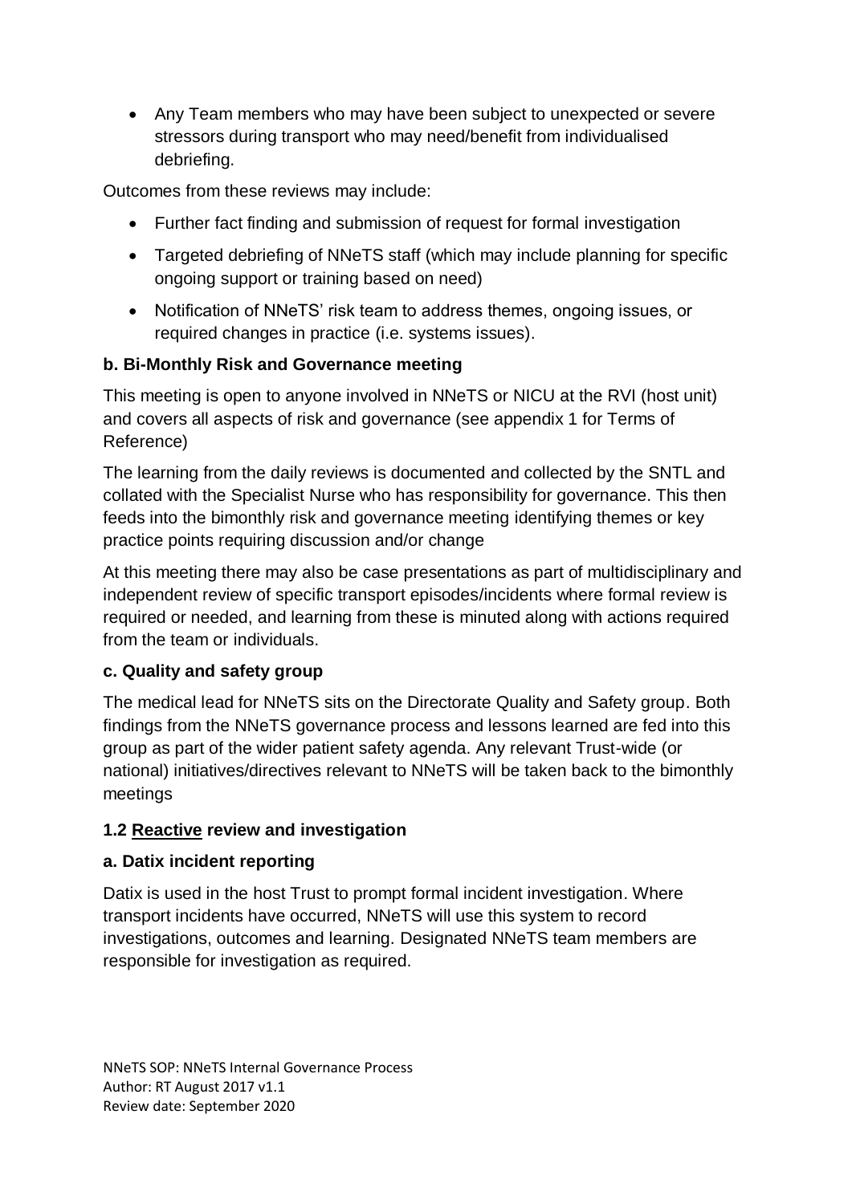- Any Team members who may have been subject to unexpected or severe stressors during transport who may need/benefit from individualised debriefing.

Outcomes from these reviews may include:

- Further fact finding and submission of request for formal investigation
- Targeted debriefing of NNeTS staff (which may include planning for specific ongoing support or training based on need)
- Notification of NNeTS' risk team to address themes, ongoing issues, or required changes in practice (i.e. systems issues).

**b. Bi-Monthly Risk and Governance meeting**

This meeting is open to anyone involved in NNeTS or NICU at the RVI (host unit) and covers all aspects of risk and governance (see appendix 1 for Terms of Reference)

The learning from the daily reviews is documented and collected by the SNTL and collated with the Specialist Nurse who has responsibility for governance. This then feeds into the bimonthly risk and governance meeting identifying themes or key practice points requiring discussion and/or change

At this meeting there may also be case presentations as part of multidisciplinary and independent review of specific transport episodes/incidents where formal review is required or needed, and learning from these is minuted along with actions required from the team or individuals.

**c. Quality and safety group**

The medical lead for NNeTS sits on the Directorate Quality and Safety group. Both findings from the NNeTS governance process and lessons learned are fed into this group as part of the wider patient safety agenda. Any relevant Trust-wide (or national) initiatives/directives relevant to NNeTS will be taken back to the bimonthly meetings

### 1.2 <u>Reactive</u> review and investigation

**a. Datix incident reporting**

Datix is used in the host Trust to prompt formal incident investigation. Where transport incidents have occurred, NNeTS will use this system to record investigations, outcomes and learning. Designated NNeTS team members are responsible for investigation as required.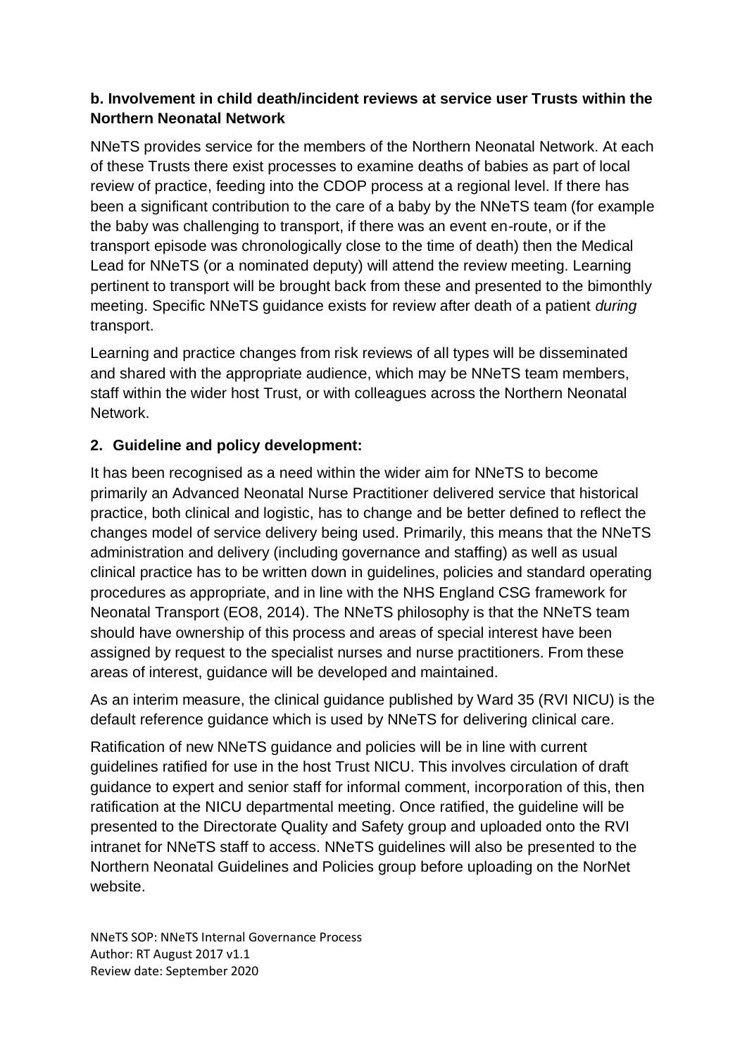**b. Involvement in child death/incident reviews at service user Trusts within the Northern Neonatal Network**

NNeTS provides service for the members of the Northern Neonatal Network. At each of these Trusts there exist processes to examine deaths of babies as part of local review of practice, feeding into the CDOP process at a regional level. If there has been a significant contribution to the care of a baby by the NNeTS team (for example the baby was challenging to transport, if there was an event en-route, or if the transport episode was chronologically close to the time of death) then the Medical Lead for NNeTS (or a nominated deputy) will attend the review meeting. Learning pertinent to transport will be brought back from these and presented to the bimonthly meeting. Specific NNeTS guidance exists for review after death of a patient *during* transport.

Learning and practice changes from risk reviews of all types will be disseminated and shared with the appropriate audience, which may be NNeTS team members, staff within the wider host Trust, or with colleagues across the Northern Neonatal Network.

**2. Guideline and policy development:**

It has been recognised as a need within the wider aim for NNeTS to become primarily an Advanced Neonatal Nurse Practitioner delivered service that historical practice, both clinical and logistic, has to change and be better defined to reflect the changes model of service delivery being used. Primarily, this means that the NNeTS administration and delivery (including governance and staffing) as well as usual clinical practice has to be written down in guidelines, policies and standard operating procedures as appropriate, and in line with the NHS England CSG framework for Neonatal Transport (EO8, 2014). The NNeTS philosophy is that the NNeTS team should have ownership of this process and areas of special interest have been assigned by request to the specialist nurses and nurse practitioners. From these areas of interest, guidance will be developed and maintained.

As an interim measure, the clinical guidance published by Ward 35 (RVI NICU) is the default reference guidance which is used by NNeTS for delivering clinical care.

Ratification of new NNeTS guidance and policies will be in line with current guidelines ratified for use in the host Trust NICU. This involves circulation of draft guidance to expert and senior staff for informal comment, incorporation of this, then ratification at the NICU departmental meeting. Once ratified, the guideline will be presented to the Directorate Quality and Safety group and uploaded onto the RVI intranet for NNeTS staff to access. NNeTS guidelines will also be presented to the Northern Neonatal Guidelines and Policies group before uploading on the NorNet website.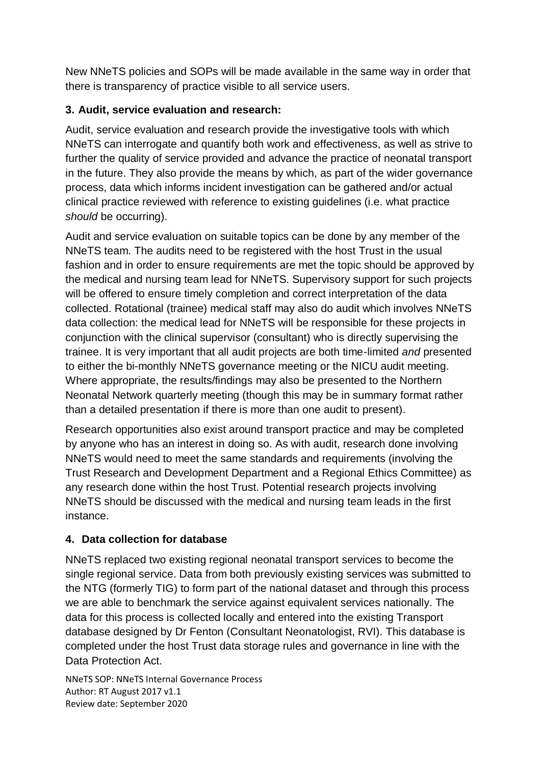New NNeTS policies and SOPs will be made available in the same way in order that there is transparency of practice visible to all service users.

### 3. Audit, service evaluation and research:

Audit, service evaluation and research provide the investigative tools with which NNeTS can interrogate and quantify both work and effectiveness, as well as strive to further the quality of service provided and advance the practice of neonatal transport in the future. They also provide the means by which, as part of the wider governance process, data which informs incident investigation can be gathered and/or actual clinical practice reviewed with reference to existing guidelines (i.e. what practice *should* be occurring).

Audit and service evaluation on suitable topics can be done by any member of the NNeTS team. The audits need to be registered with the host Trust in the usual fashion and in order to ensure requirements are met the topic should be approved by the medical and nursing team lead for NNeTS. Supervisory support for such projects will be offered to ensure timely completion and correct interpretation of the data collected. Rotational (trainee) medical staff may also do audit which involves NNeTS data collection: the medical lead for NNeTS will be responsible for these projects in conjunction with the clinical supervisor (consultant) who is directly supervising the trainee. It is very important that all audit projects are both time-limited *and* presented to either the bi-monthly NNeTS governance meeting or the NICU audit meeting. Where appropriate, the results/findings may also be presented to the Northern Neonatal Network quarterly meeting (though this may be in summary format rather than a detailed presentation if there is more than one audit to present).

Research opportunities also exist around transport practice and may be completed by anyone who has an interest in doing so. As with audit, research done involving NNeTS would need to meet the same standards and requirements (involving the Trust Research and Development Department and a Regional Ethics Committee) as any research done within the host Trust. Potential research projects involving NNeTS should be discussed with the medical and nursing team leads in the first instance.

### 4. Data collection for database

NNeTS replaced two existing regional neonatal transport services to become the single regional service. Data from both previously existing services was submitted to the NTG (formerly TIG) to form part of the national dataset and through this process we are able to benchmark the service against equivalent services nationally. The data for this process is collected locally and entered into the existing Transport database designed by Dr Fenton (Consultant Neonatologist, RVI). This database is completed under the host Trust data storage rules and governance in line with the Data Protection Act.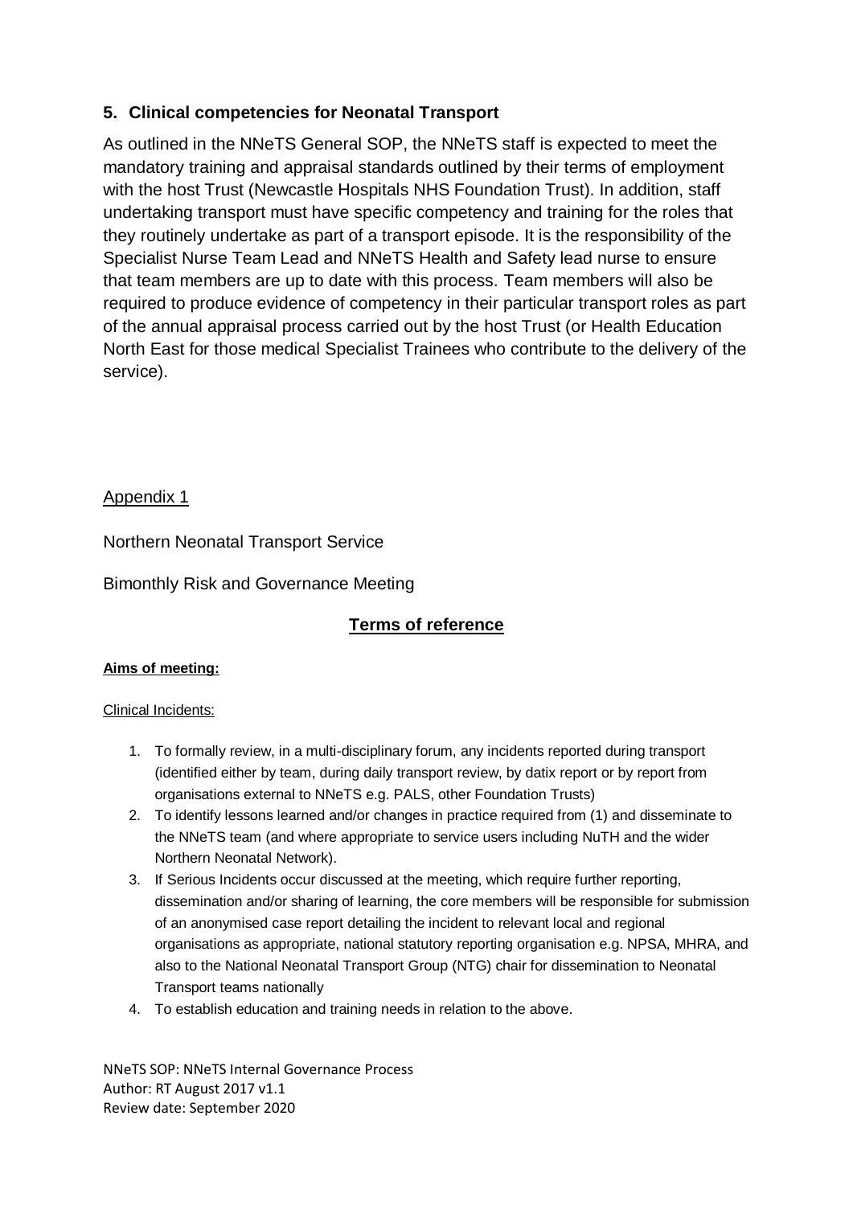## 5. Clinical competencies for Neonatal Transport

As outlined in the NNeTS General SOP, the NNeTS staff is expected to meet the mandatory training and appraisal standards outlined by their terms of employment with the host Trust (Newcastle Hospitals NHS Foundation Trust). In addition, staff undertaking transport must have specific competency and training for the roles that they routinely undertake as part of a transport episode. It is the responsibility of the Specialist Nurse Team Lead and NNeTS Health and Safety lead nurse to ensure that team members are up to date with this process. Team members will also be required to produce evidence of competency in their particular transport roles as part of the annual appraisal process carried out by the host Trust (or Health Education North East for those medical Specialist Trainees who contribute to the delivery of the service).

Appendix 1

Northern Neonatal Transport Service

Bimonthly Risk and Governance Meeting

**Terms of reference**

**Aims of meeting:**

Clinical Incidents:

1. To formally review, in a multi-disciplinary forum, any incidents reported during transport (identified either by team, during daily transport review, by datix report or by report from organisations external to NNeTS e.g. PALS, other Foundation Trusts)
2. To identify lessons learned and/or changes in practice required from (1) and disseminate to the NNeTS team (and where appropriate to service users including NuTH and the wider Northern Neonatal Network).
3. If Serious Incidents occur discussed at the meeting, which require further reporting, dissemination and/or sharing of learning, the core members will be responsible for submission of an anonymised case report detailing the incident to relevant local and regional organisations as appropriate, national statutory reporting organisation e.g. NPSA, MHRA, and also to the National Neonatal Transport Group (NTG) chair for dissemination to Neonatal Transport teams nationally
4. To establish education and training needs in relation to the above.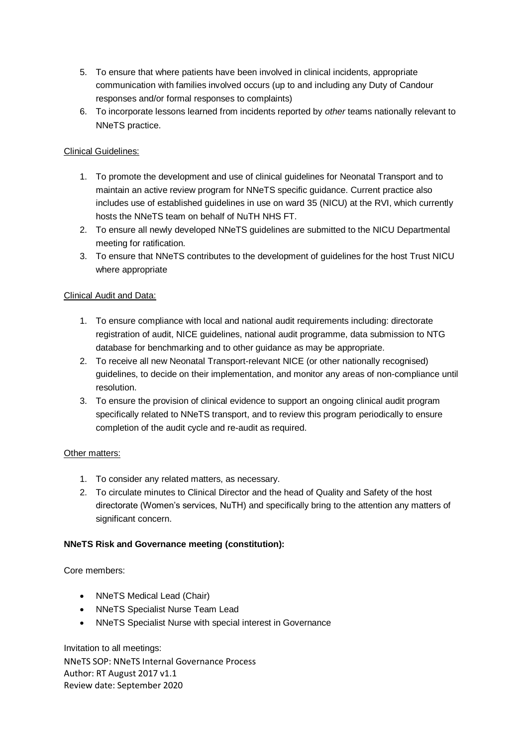5. To ensure that where patients have been involved in clinical incidents, appropriate communication with families involved occurs (up to and including any Duty of Candour responses and/or formal responses to complaints)
6. To incorporate lessons learned from incidents reported by *other* teams nationally relevant to NNeTS practice.

<u>Clinical Guidelines:</u>

1. To promote the development and use of clinical guidelines for Neonatal Transport and to maintain an active review program for NNeTS specific guidance. Current practice also includes use of established guidelines in use on ward 35 (NICU) at the RVI, which currently hosts the NNeTS team on behalf of NuTH NHS FT.
2. To ensure all newly developed NNeTS guidelines are submitted to the NICU Departmental meeting for ratification.
3. To ensure that NNeTS contributes to the development of guidelines for the host Trust NICU where appropriate

<u>Clinical Audit and Data:</u>

1. To ensure compliance with local and national audit requirements including: directorate registration of audit, NICE guidelines, national audit programme, data submission to NTG database for benchmarking and to other guidance as may be appropriate.
2. To receive all new Neonatal Transport-relevant NICE (or other nationally recognised) guidelines, to decide on their implementation, and monitor any areas of non-compliance until resolution.
3. To ensure the provision of clinical evidence to support an ongoing clinical audit program specifically related to NNeTS transport, and to review this program periodically to ensure completion of the audit cycle and re-audit as required.

<u>Other matters:</u>

1. To consider any related matters, as necessary.
2. To circulate minutes to Clinical Director and the head of Quality and Safety of the host directorate (Women's services, NuTH) and specifically bring to the attention any matters of significant concern.

**NNeTS Risk and Governance meeting (constitution):**

Core members:

- NNeTS Medical Lead (Chair)
- NNeTS Specialist Nurse Team Lead
- NNeTS Specialist Nurse with special interest in Governance

Invitation to all meetings: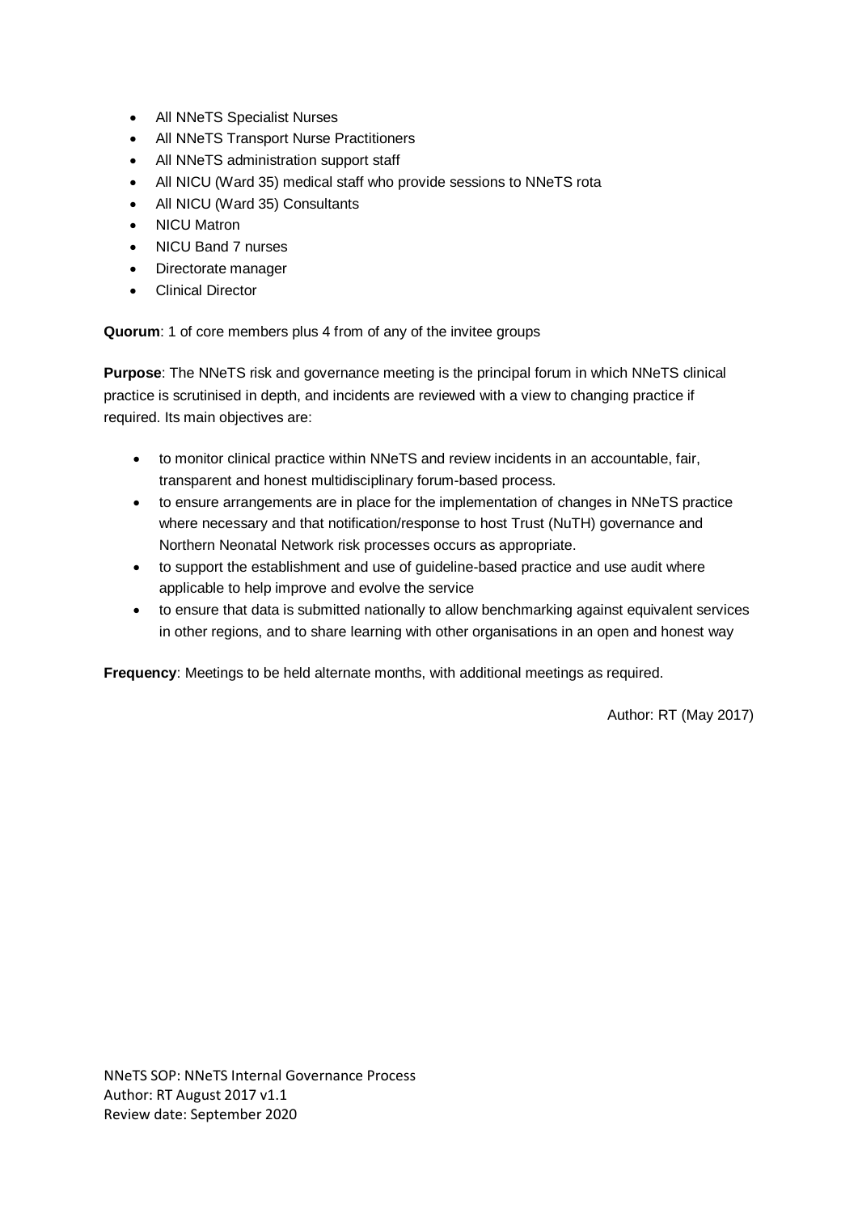- All NNeTS Specialist Nurses
- All NNeTS Transport Nurse Practitioners
- All NNeTS administration support staff
- All NICU (Ward 35) medical staff who provide sessions to NNeTS rota
- All NICU (Ward 35) Consultants
- NICU Matron
- NICU Band 7 nurses
- Directorate manager
- Clinical Director

**Quorum**: 1 of core members plus 4 from of any of the invitee groups

**Purpose**: The NNeTS risk and governance meeting is the principal forum in which NNeTS clinical practice is scrutinised in depth, and incidents are reviewed with a view to changing practice if required. Its main objectives are:

- to monitor clinical practice within NNeTS and review incidents in an accountable, fair, transparent and honest multidisciplinary forum-based process.
- to ensure arrangements are in place for the implementation of changes in NNeTS practice where necessary and that notification/response to host Trust (NuTH) governance and Northern Neonatal Network risk processes occurs as appropriate.
- to support the establishment and use of guideline-based practice and use audit where applicable to help improve and evolve the service
- to ensure that data is submitted nationally to allow benchmarking against equivalent services in other regions, and to share learning with other organisations in an open and honest way

**Frequency**: Meetings to be held alternate months, with additional meetings as required.

Author: RT (May 2017)